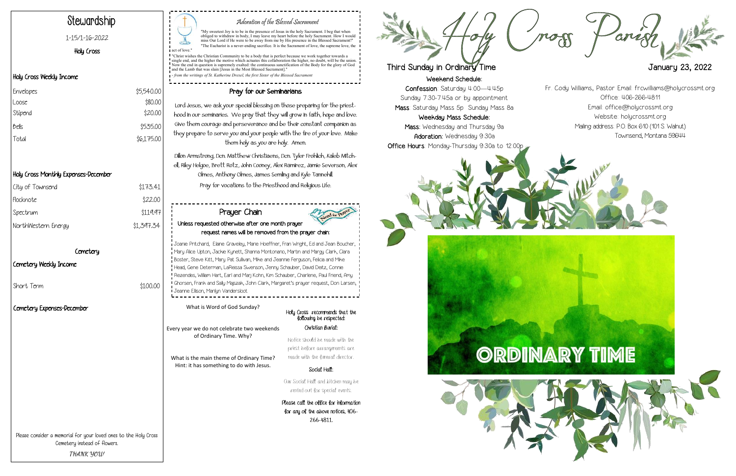# Stewardship

1-15/1-16-2022

Holy Cross

## Holy Cross Weekly Income

| | |
|---|---|
| Envelopes | $5,540.00 |
| Loose | $80.00 |
| Stipend | $20.00 |
| Bells | $535.00 |
| Total | $6,175.00 |

## Holy Cross Monthly Expenses-December

| | |
|---|---|
| City of Townsend | $173.41 |
| Flocknote | $22.00 |
| Spectrum | $119.97 |
| NorthWestern Energy | $1,397.34 |

### Cemetery

## Cemetery Weekly Income

| | |
|---|---|
| Short Term | $100.00 |

## Cemetery Expenses-December

Please consider a memorial for your loved ones to the Holy Cross Cemetery instead of flowers.

*THANK YOU!*

## Adoration of the Blessed Sacrament

"My sweetest Joy is to be in the presence of Jesus in the holy Sacrament. I beg that when obliged to withdraw in body, I may leave my heart before the holy Sacrament. How I would miss Our Lord if He were to be away from me by His presence in the Blessed Sacrament!" "The Eucharist is a never-ending sacrifice. It is the Sacrament of love, the supreme love, the act of love."

"Christ wishes the Christian Community to be a body that is perfect because we work together towards a single end, and the higher the motive which actuates this collaboration the higher, no doubt, will be the union. Now the end in question is supremely exalted: the continuous sanctification of the Body for the glory of God and the Lamb that was slain [Jesus in the Most Blessed Sacrament]."

*- from the writings of St. Katherine Drexel, the first Sister of the Blessed Sacrament*

## Pray for our Seminarians

Lord Jesus, we ask your special blessing on those preparing for the priesthood in our seminaries. We pray that they will grow in faith, hope and love. Give them courage and perseverance and be their constant companion as they prepare to serve you and your people with the fire of your love. Make them holy as you are holy. Amen.

Dillon Armstrong, Dcn. Matthew Christiaens, Dcn. Tyler Frohlich, Kaleb Mitchell, Riley Helgoe, Brett Rotz, John Cooney, Alex Ramirez, Jamie Severson, Alex Olmes, Anthony Olmes, James Semling and Kyle Tannehill.

Pray for vocations to the Priesthood and Religious Life.

## Prayer Chain

**Unless requested otherwise after one month prayer request names will be removed from the prayer chain:**

Joanie Pritchard, Elaine Graveley, Marie Hoeffner, Fran Wright, Ed and Jean Boucher, Mary Alice Upton, Jackie Kynett, Shanna Montonario, Martin and Margy Clark, Clara Boster, Steve Kitt, Mary Pat Sullivan, Mike and Jeannie Ferguson, Felicia and Mike Head, Gene Determan, LaReissa Swenson, Jenny Schauber, David Deitz, Connie Rezendes, William Hart, Earl and Marj Kohn, Kim Schauber, Charlene, Paul Friend, Amy Ghorsen, Frank and Sally Majszak, John Clark, Margaret's prayer request, Don Larsen, Jeanne Ellison, Marilyn Vandersloot

What is Word of God Sunday?

Every year we do not celebrate two weekends of Ordinary Time. Why?

What is the main theme of Ordinary Time? Hint: it has something to do with Jesus.

Holy Cross recommends that the following be respected:

**Christian Burial:**

Notice should be made with the priest before arrangements are made with the funeral director.

**Social Hall:**

Our Social Hall and kitchen may be rented out for special events.

**Please call the office for information for any of the above notices, 406-266-4811.**

# Holy Cross Parish

## Third Sunday in Ordinary Time

## January 23, 2022

**Weekend Schedule:**

**Confession**: Saturday 4:00—4:45p
Sunday 7:30-7:45a or by appointment

**Mass**: Saturday Mass 5p Sunday Mass 8a

**Weekday Mass Schedule:**

**Mass**: Wednesday and Thursday 9a

**Adoration**: Wednesday 9:30a

**Office Hours**: Monday-Thursday 9:30a to 12:00p

Fr. Cody Williams, Pastor Email: frcwilliams@holycrossmt.org
Office: 406-266-4811
Email: office@holycrossmt.org
Website: holycrossmt.org
Mailing address: P.O. Box 610 (101 S. Walnut)
Townsend, Montana 59644

ORDINARY TIME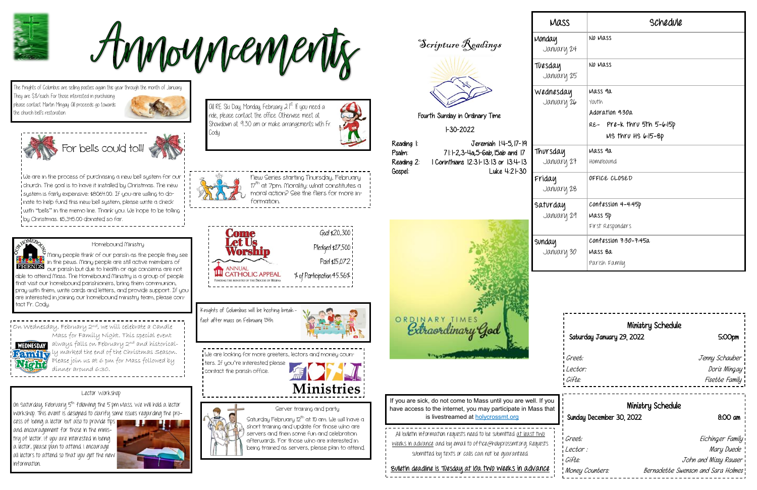# Announcements

The Knights of Columbus are selling pasties again this year through the month of January. They are $8/each. For those interested in purchasing please contact Martin Mingay. All proceeds go towards the church bell's restoration.

## For bells could toll!

We are in the process of purchasing a new bell system for our church. The goal is to have it installed by Christmas. The new system is fairly expensive: $8064.00. If you are willing to donate to help fund this new bell system, please write a check with "bells" in the memo line. Thank you. We hope to be tolling by Christmas. $5,345.00 donated so far.

## Homebound Ministry

Many people think of our parish as the people they see in the pews. Many people are still active members of our parish but due to health or age concerns are not able to attend Mass. The Homebound Ministry is a group of people that visit our homebound parishioners, bring them communion, pray with them, write cards and letters, and provide support. If you are interested in joining our homebound ministry team, please contact Fr. Cody.

On Wednesday, February 2nd, we will celebrate a Candle Mass for Family Night. This special event always falls on February 2nd and historically marked the end of the Christmas Season. Please join us at 6 pm for Mass followed by dinner around 6:30.

## Lector Workshop

On Saturday, February 5th following the 5 pm Mass we will hold a lector workshop. This event is designed to clarify some issues regarding the process of being a lector but also to provide tips and encouragement for those in the ministry of lector. If you are interested in being a lector, please plan to attend. I encourage all lectors to attend so that you get the new information.

All RE Ski Day, Monday, February 21st. If you need a ride, please contact the office. Otherwise meet at Showdown at 9:30 am or make arrangements with Fr Cody.

New Series starting Thursday, February 17th at 7pm. Morality: what constitutes a moral action? See the fliers for more information.

## Come Let Us Worship — Annual Catholic Appeal

Funding the Ministry of the Diocese of Helena

Goal $20,300
Pledged $17,500
Paid $15,072
% of Participation 45.56%

Knights of Columbus will be hosting breakfast after mass on February 13th

We are looking for more greeters, lectors and money counters. If you're interested please contact the parish office.

Ministries

## Server training and party

Saturday February 12th at 10 am. We will have a short training and update for those who are interested in servers and then some fun and celebration afterwards. For those who are interested in being trained as servers, please plan to attend.

## Scripture Readings

Fourth Sunday in Ordinary Time

1-30-2022

| | |
|---|---|
| Reading 1: | Jeremiah 1:4-5, 17-19 |
| Psalm: | 71:1-2,3-4a,5-6ab, 15ab and 17 |
| Reading 2: | 1 Corinthians 12:31-13:13 or 13:4-13 |
| Gospel: | Luke 4:21-30 |

Ordinary Times — Extraordinary God

If you are sick, do not come to Mass until you are well. If you have access to the internet, you may participate in Mass that is livestreamed at holycrossmt.org

All bulletin information requests need to be submitted at least two weeks in advance and by email to office@holycrossmt.org. Requests submitted by texts or calls can not be guaranteed.

Bulletin deadline is Tuesday at 10a two weeks in advance

## Mass Schedule

| Mass | Schedule |
|---|---|
| Monday January 24 | No Mass |
| Tuesday January 25 | No Mass |
| Wednesday January 26 | Mass 9a<br>Youth<br>Adoration 9:30a<br>RE- Pre-K thru 5th 5-6:15p<br>MS thru HS 6:15-8p |
| Thursday January 27 | Mass 9a<br>Homebound |
| Friday January 28 | OFFICE CLOSED |
| Saturday January 29 | Confession 4-4:45p<br>Mass 5p<br>First Responders |
| Sunday January 30 | Confession 7:30-7:45a<br>Mass 8a<br>Parish Family |

## Ministry Schedule

Saturday January 29, 2022 — 5:00pm

| | |
|---|---|
| Greet: | Jenny Schauber |
| Lector: | Doris Mingay |
| Gifts: | Fisette Family |

## Ministry Schedule

Sunday December 30, 2022 — 8:00 am

| | |
|---|---|
| Greet: | Eichinger Family |
| Lector : | Mary Duede |
| Gifts: | John and Missy Rauser |
| Money Counters: | Bernadette Swenson and Sara Holmes |